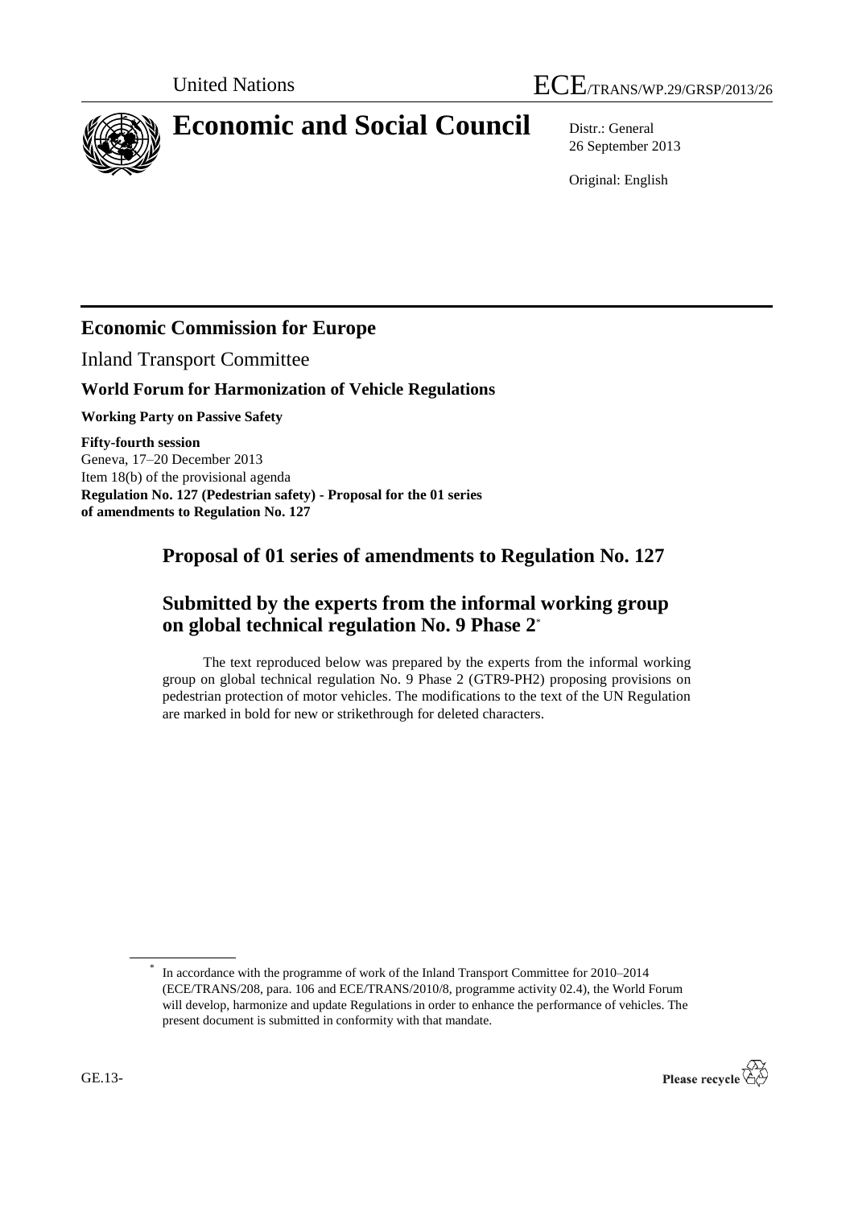United Nations

# ECE/TRANS/WP.29/GRSP/2013/26

# Economic and Social Council

Distr.: General
26 September 2013

Original: English

## Economic Commission for Europe

Inland Transport Committee

### World Forum for Harmonization of Vehicle Regulations

**Working Party on Passive Safety**

**Fifty-fourth session**
Geneva, 17–20 December 2013
Item 18(b) of the provisional agenda
**Regulation No. 127 (Pedestrian safety) - Proposal for the 01 series of amendments to Regulation No. 127**

## Proposal of 01 series of amendments to Regulation No. 127

## Submitted by the experts from the informal working group on global technical regulation No. 9 Phase 2*

The text reproduced below was prepared by the experts from the informal working group on global technical regulation No. 9 Phase 2 (GTR9-PH2) proposing provisions on pedestrian protection of motor vehicles. The modifications to the text of the UN Regulation are marked in bold for new or strikethrough for deleted characters.

---

* In accordance with the programme of work of the Inland Transport Committee for 2010–2014 (ECE/TRANS/208, para. 106 and ECE/TRANS/2010/8, programme activity 02.4), the World Forum will develop, harmonize and update Regulations in order to enhance the performance of vehicles. The present document is submitted in conformity with that mandate.

GE.13-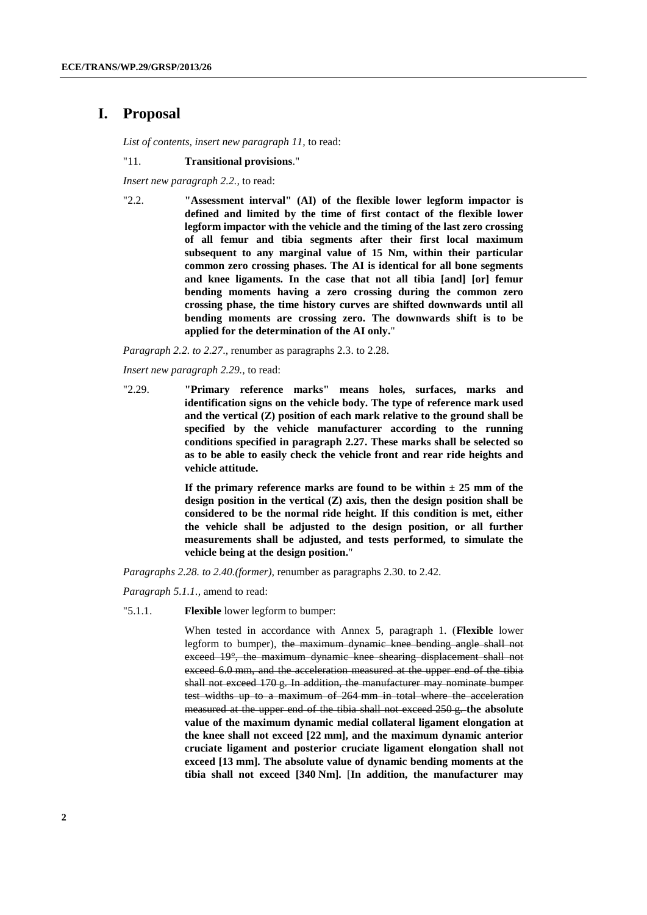# I. Proposal

*List of contents, insert new paragraph 11,* to read:

"11. **Transitional provisions**."

*Insert new paragraph 2.2.,* to read:

"2.2. **"Assessment interval" (AI) of the flexible lower legform impactor is defined and limited by the time of first contact of the flexible lower legform impactor with the vehicle and the timing of the last zero crossing of all femur and tibia segments after their first local maximum subsequent to any marginal value of 15 Nm, within their particular common zero crossing phases. The AI is identical for all bone segments and knee ligaments. In the case that not all tibia [and] [or] femur bending moments having a zero crossing during the common zero crossing phase, the time history curves are shifted downwards until all bending moments are crossing zero. The downwards shift is to be applied for the determination of the AI only.**"

*Paragraph 2.2. to 2.27.*, renumber as paragraphs 2.3. to 2.28.

*Insert new paragraph 2.29.,* to read:

"2.29. **"Primary reference marks" means holes, surfaces, marks and identification signs on the vehicle body. The type of reference mark used and the vertical (Z) position of each mark relative to the ground shall be specified by the vehicle manufacturer according to the running conditions specified in paragraph 2.27. These marks shall be selected so as to be able to easily check the vehicle front and rear ride heights and vehicle attitude.**

**If the primary reference marks are found to be within ± 25 mm of the design position in the vertical (Z) axis, then the design position shall be considered to be the normal ride height. If this condition is met, either the vehicle shall be adjusted to the design position, or all further measurements shall be adjusted, and tests performed, to simulate the vehicle being at the design position.**"

*Paragraphs 2.28. to 2.40.(former),* renumber as paragraphs 2.30. to 2.42.

*Paragraph 5.1.1.,* amend to read:

"5.1.1. **Flexible** lower legform to bumper:

When tested in accordance with Annex 5, paragraph 1. (**Flexible** lower legform to bumper), ~~the maximum dynamic knee bending angle shall not exceed 19°, the maximum dynamic knee shearing displacement shall not exceed 6.0 mm, and the acceleration measured at the upper end of the tibia shall not exceed 170 g. In addition, the manufacturer may nominate bumper test widths up to a maximum of 264 mm in total where the acceleration measured at the upper end of the tibia shall not exceed 250 g.~~ **the absolute value of the maximum dynamic medial collateral ligament elongation at the knee shall not exceed [22 mm], and the maximum dynamic anterior cruciate ligament and posterior cruciate ligament elongation shall not exceed [13 mm]. The absolute value of dynamic bending moments at the tibia shall not exceed [340 Nm].** [**In addition, the manufacturer may**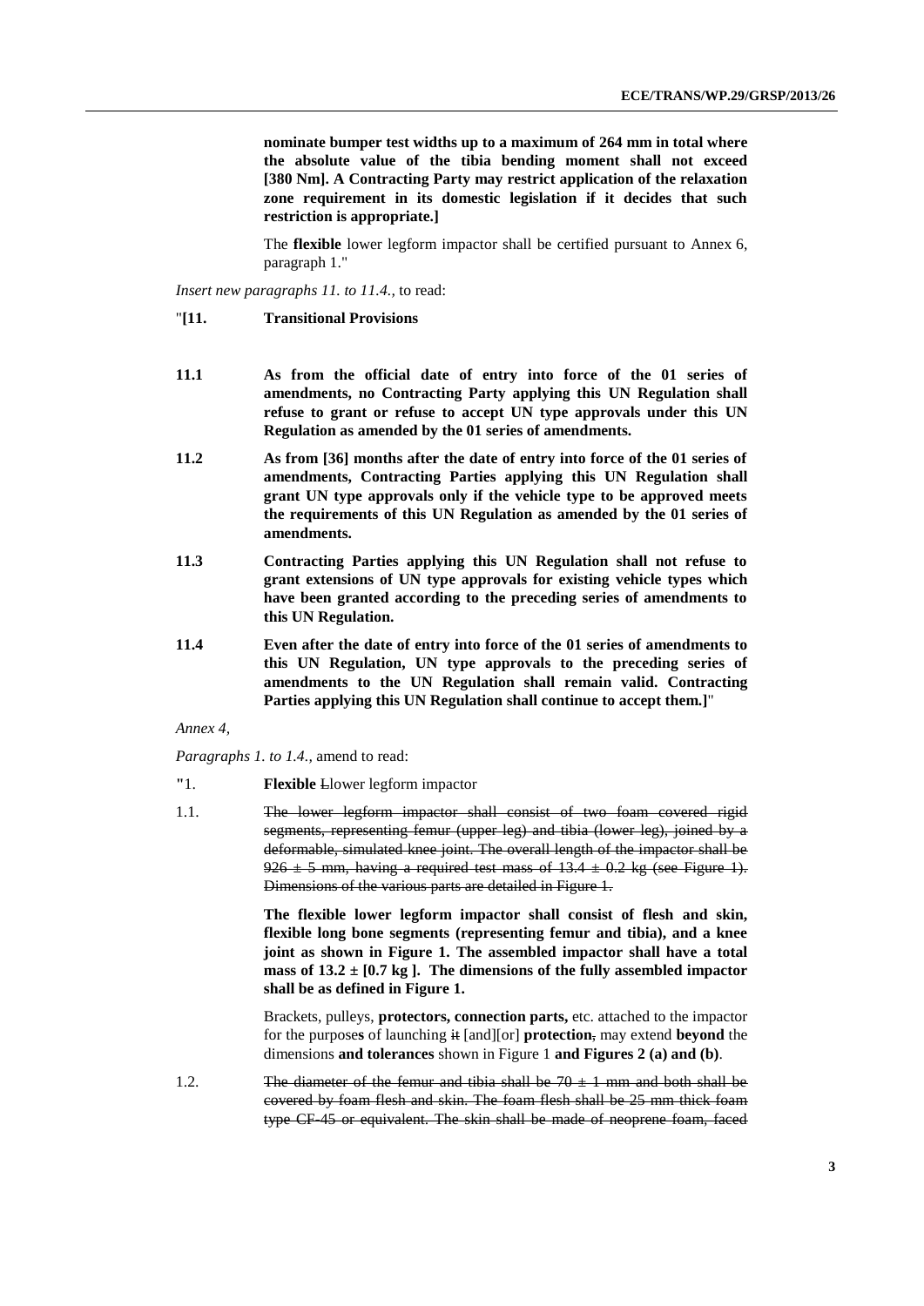**nominate bumper test widths up to a maximum of 264 mm in total where the absolute value of the tibia bending moment shall not exceed [380 Nm]. A Contracting Party may restrict application of the relaxation zone requirement in its domestic legislation if it decides that such restriction is appropriate.]**

The **flexible** lower legform impactor shall be certified pursuant to Annex 6, paragraph 1."

*Insert new paragraphs 11. to 11.4.,* to read:

"**[11. Transitional Provisions**

**11.1 As from the official date of entry into force of the 01 series of amendments, no Contracting Party applying this UN Regulation shall refuse to grant or refuse to accept UN type approvals under this UN Regulation as amended by the 01 series of amendments.**

**11.2 As from [36] months after the date of entry into force of the 01 series of amendments, Contracting Parties applying this UN Regulation shall grant UN type approvals only if the vehicle type to be approved meets the requirements of this UN Regulation as amended by the 01 series of amendments.**

**11.3 Contracting Parties applying this UN Regulation shall not refuse to grant extensions of UN type approvals for existing vehicle types which have been granted according to the preceding series of amendments to this UN Regulation.**

**11.4 Even after the date of entry into force of the 01 series of amendments to this UN Regulation, UN type approvals to the preceding series of amendments to the UN Regulation shall remain valid. Contracting Parties applying this UN Regulation shall continue to accept them.]**"

*Annex 4,*

*Paragraphs 1. to 1.4.,* amend to read:

"1. **Flexible** ~~L~~lower legform impactor

1.1. ~~The lower legform impactor shall consist of two foam covered rigid segments, representing femur (upper leg) and tibia (lower leg), joined by a deformable, simulated knee joint. The overall length of the impactor shall be 926 ± 5 mm, having a required test mass of 13.4 ± 0.2 kg (see Figure 1). Dimensions of the various parts are detailed in Figure 1.~~

**The flexible lower legform impactor shall consist of flesh and skin, flexible long bone segments (representing femur and tibia), and a knee joint as shown in Figure 1. The assembled impactor shall have a total mass of 13.2 ± [0.7 kg ]. The dimensions of the fully assembled impactor shall be as defined in Figure 1.**

Brackets, pulleys, **protectors, connection parts,** etc. attached to the impactor for the purpose**s** of launching ~~it~~ [and][or] **protection**~~,~~ may extend **beyond** the dimensions **and tolerances** shown in Figure 1 **and Figures 2 (a) and (b)**.

1.2. ~~The diameter of the femur and tibia shall be 70 ± 1 mm and both shall be covered by foam flesh and skin. The foam flesh shall be 25 mm thick foam type CF-45 or equivalent. The skin shall be made of neoprene foam, faced~~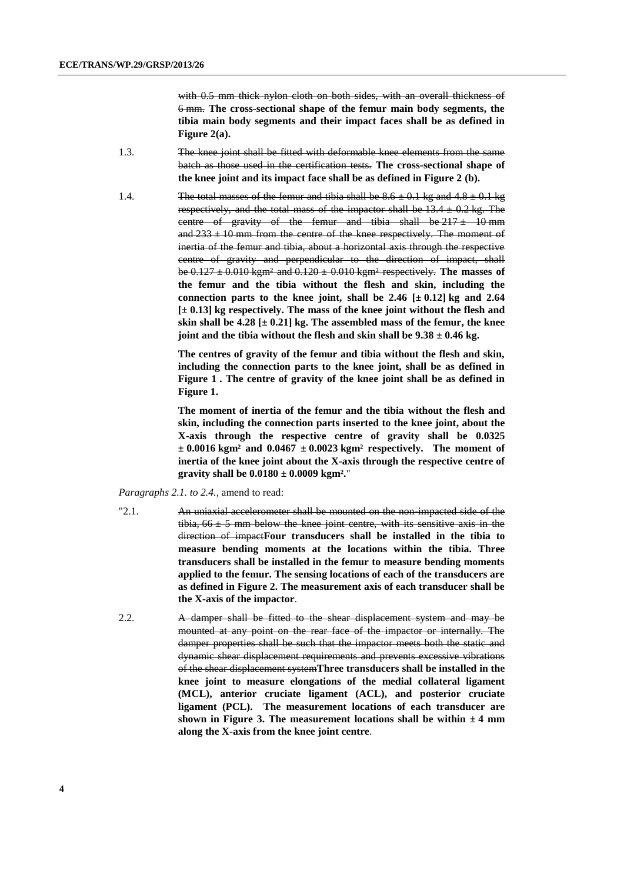~~with 0.5 mm thick nylon cloth on both sides, with an overall thickness of 6 mm.~~ **The cross-sectional shape of the femur main body segments, the tibia main body segments and their impact faces shall be as defined in Figure 2(a).**

1.3. ~~The knee joint shall be fitted with deformable knee elements from the same batch as those used in the certification tests.~~ **The cross-sectional shape of the knee joint and its impact face shall be as defined in Figure 2 (b).**

1.4. ~~The total masses of the femur and tibia shall be 8.6 ± 0.1 kg and 4.8 ± 0.1 kg respectively, and the total mass of the impactor shall be 13.4 ± 0.2 kg. The centre of gravity of the femur and tibia shall be 217 ± 10 mm and 233 ± 10 mm from the centre of the knee respectively. The moment of inertia of the femur and tibia, about a horizontal axis through the respective centre of gravity and perpendicular to the direction of impact, shall be 0.127 ± 0.010 kgm² and 0.120 ± 0.010 kgm² respectively.~~ **The masses of the femur and the tibia without the flesh and skin, including the connection parts to the knee joint, shall be 2.46 [± 0.12] kg and 2.64 [± 0.13] kg respectively. The mass of the knee joint without the flesh and skin shall be 4.28 [± 0.21] kg. The assembled mass of the femur, the knee joint and the tibia without the flesh and skin shall be 9.38 ± 0.46 kg.**

**The centres of gravity of the femur and tibia without the flesh and skin, including the connection parts to the knee joint, shall be as defined in Figure 1 . The centre of gravity of the knee joint shall be as defined in Figure 1.**

**The moment of inertia of the femur and the tibia without the flesh and skin, including the connection parts inserted to the knee joint, about the X-axis through the respective centre of gravity shall be 0.0325 ± 0.0016 kgm² and 0.0467 ± 0.0023 kgm² respectively. The moment of inertia of the knee joint about the X-axis through the respective centre of gravity shall be 0.0180 ± 0.0009 kgm².**"

*Paragraphs 2.1. to 2.4.,* amend to read:

"2.1. ~~An uniaxial accelerometer shall be mounted on the non-impacted side of the tibia, 66 ± 5 mm below the knee joint centre, with its sensitive axis in the direction of impact~~**Four transducers shall be installed in the tibia to measure bending moments at the locations within the tibia. Three transducers shall be installed in the femur to measure bending moments applied to the femur. The sensing locations of each of the transducers are as defined in Figure 2. The measurement axis of each transducer shall be the X-axis of the impactor**.

2.2. ~~A damper shall be fitted to the shear displacement system and may be mounted at any point on the rear face of the impactor or internally. The damper properties shall be such that the impactor meets both the static and dynamic shear displacement requirements and prevents excessive vibrations of the shear displacement system~~**Three transducers shall be installed in the knee joint to measure elongations of the medial collateral ligament (MCL), anterior cruciate ligament (ACL), and posterior cruciate ligament (PCL). The measurement locations of each transducer are shown in Figure 3. The measurement locations shall be within ± 4 mm along the X-axis from the knee joint centre**.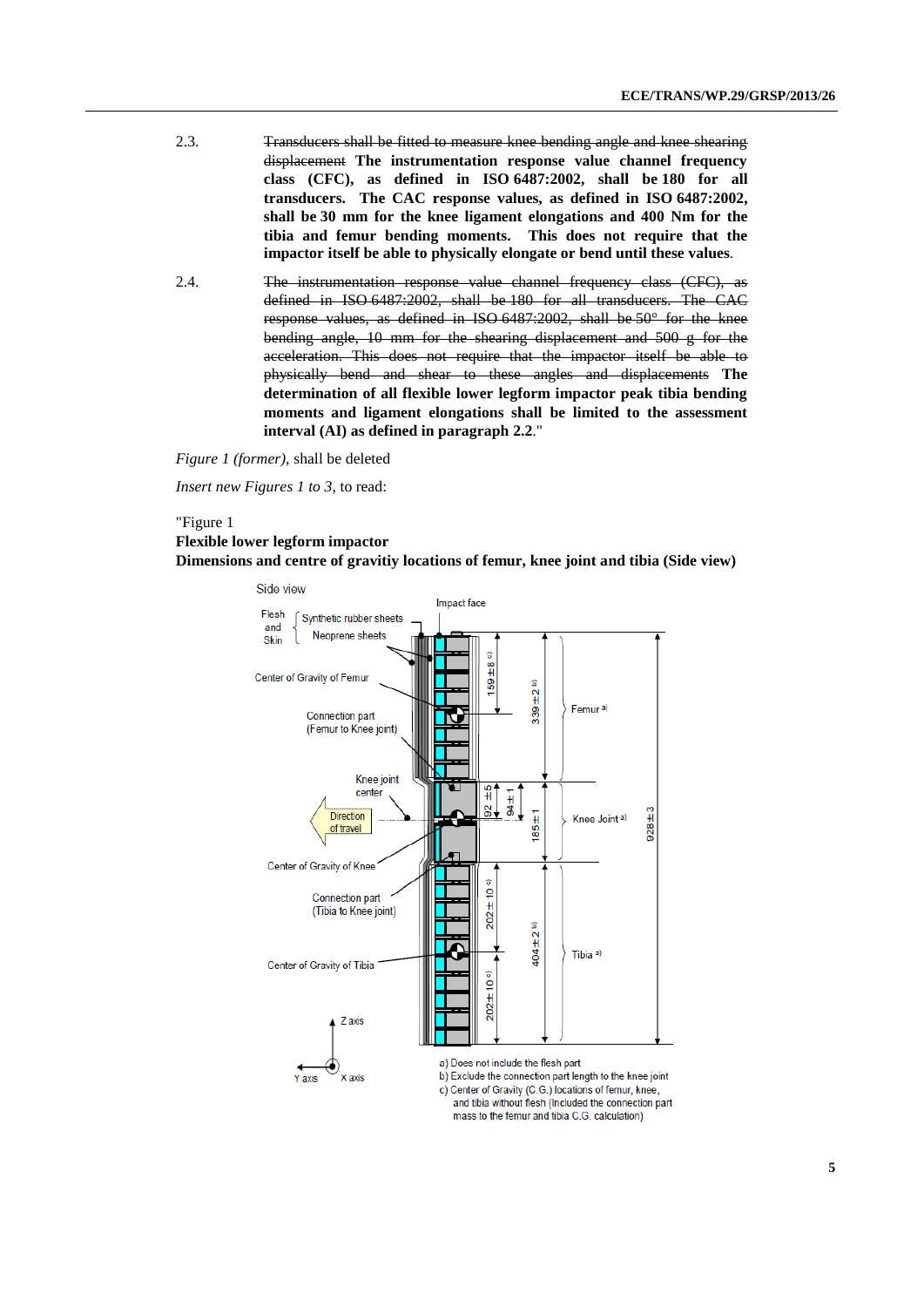2.3. ~~Transducers shall be fitted to measure knee bending angle and knee shearing displacement~~ **The instrumentation response value channel frequency class (CFC), as defined in ISO 6487:2002, shall be 180 for all transducers. The CAC response values, as defined in ISO 6487:2002, shall be 30 mm for the knee ligament elongations and 400 Nm for the tibia and femur bending moments. This does not require that the impactor itself be able to physically elongate or bend until these values**.

2.4. ~~The instrumentation response value channel frequency class (CFC), as defined in ISO 6487:2002, shall be 180 for all transducers. The CAC response values, as defined in ISO 6487:2002, shall be 50° for the knee bending angle, 10 mm for the shearing displacement and 500 g for the acceleration. This does not require that the impactor itself be able to physically bend and shear to these angles and displacements~~ **The determination of all flexible lower legform impactor peak tibia bending moments and ligament elongations shall be limited to the assessment interval (AI) as defined in paragraph 2.2**."

*Figure 1 (former)*, shall be deleted

*Insert new Figures 1 to 3*, to read:

"Figure 1

**Flexible lower legform impactor**

**Dimensions and centre of gravitiy locations of femur, knee joint and tibia (Side view)**

Side view

Flesh and Skin: Synthetic rubber sheets, Neoprene sheets

Impact face

Center of Gravity of Femur

Connection part (Femur to Knee joint)

Knee joint center

Direction of travel

Center of Gravity of Knee

Connection part (Tibia to Knee joint)

Center of Gravity of Tibia

Z axis, Y axis, X axis

159±8 c)

339±2 b)

Femur a)

92±5

94±1

185±1

Knee Joint a)

928±3

202±10 c)

404±2 b)

Tibia a)

202±10 c)

a) Does not include the flesh part

b) Exclude the connection part length to the knee joint

c) Center of Gravity (C.G.) locations of femur, knee, and tibia without flesh (Included the connection part mass to the femur and tibia C.G. calculation)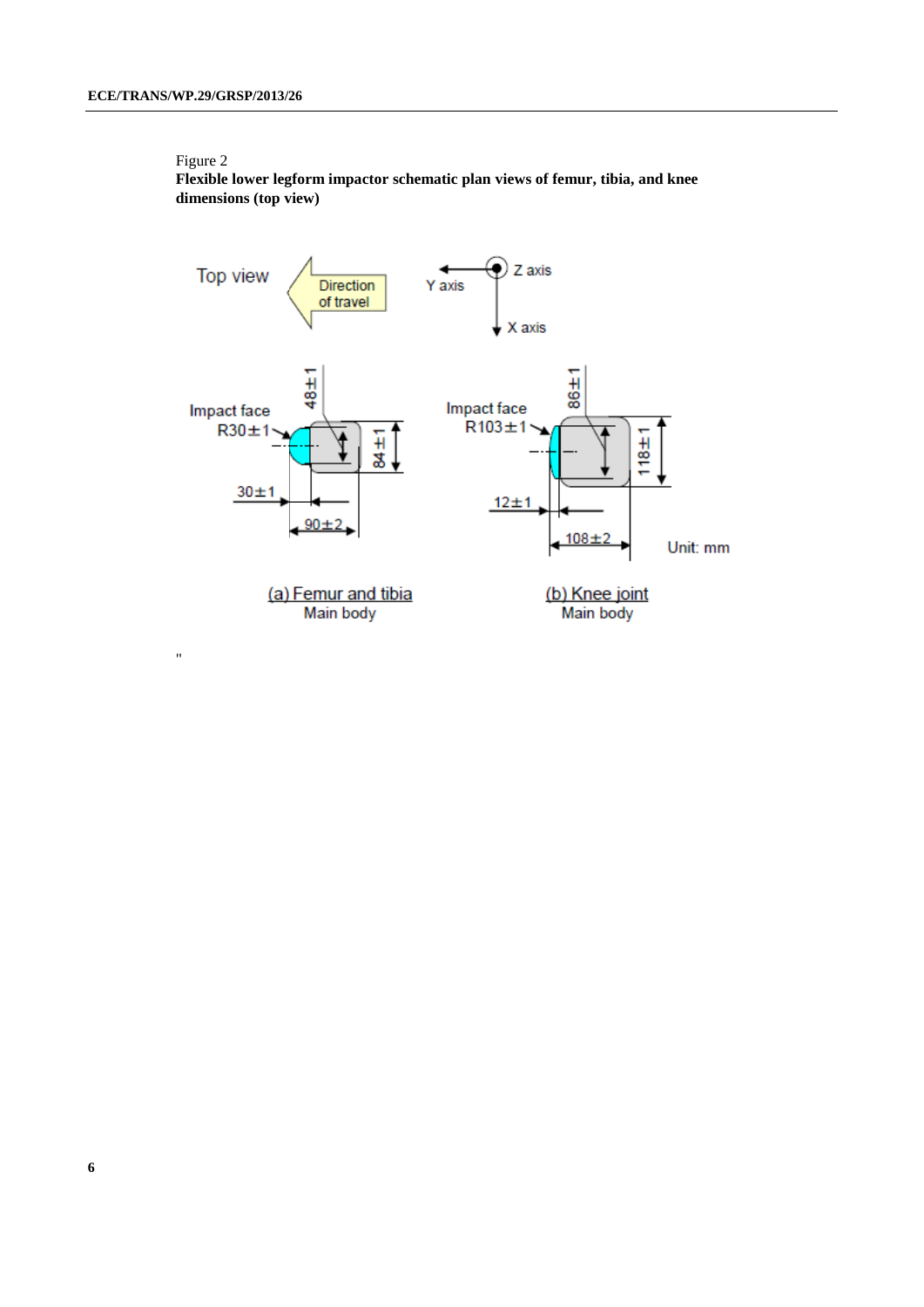Figure 2

**Flexible lower legform impactor schematic plan views of femur, tibia, and knee dimensions (top view)**

Top view — Direction of travel — Y axis — Z axis — X axis

Impact face R30±1 — 48±1 — 84±1 — 30±1 — 90±2

Impact face R103±1 — 86±1 — 118±1 — 12±1 — 108±2

Unit: mm

(a) Femur and tibia
Main body

(b) Knee joint
Main body

"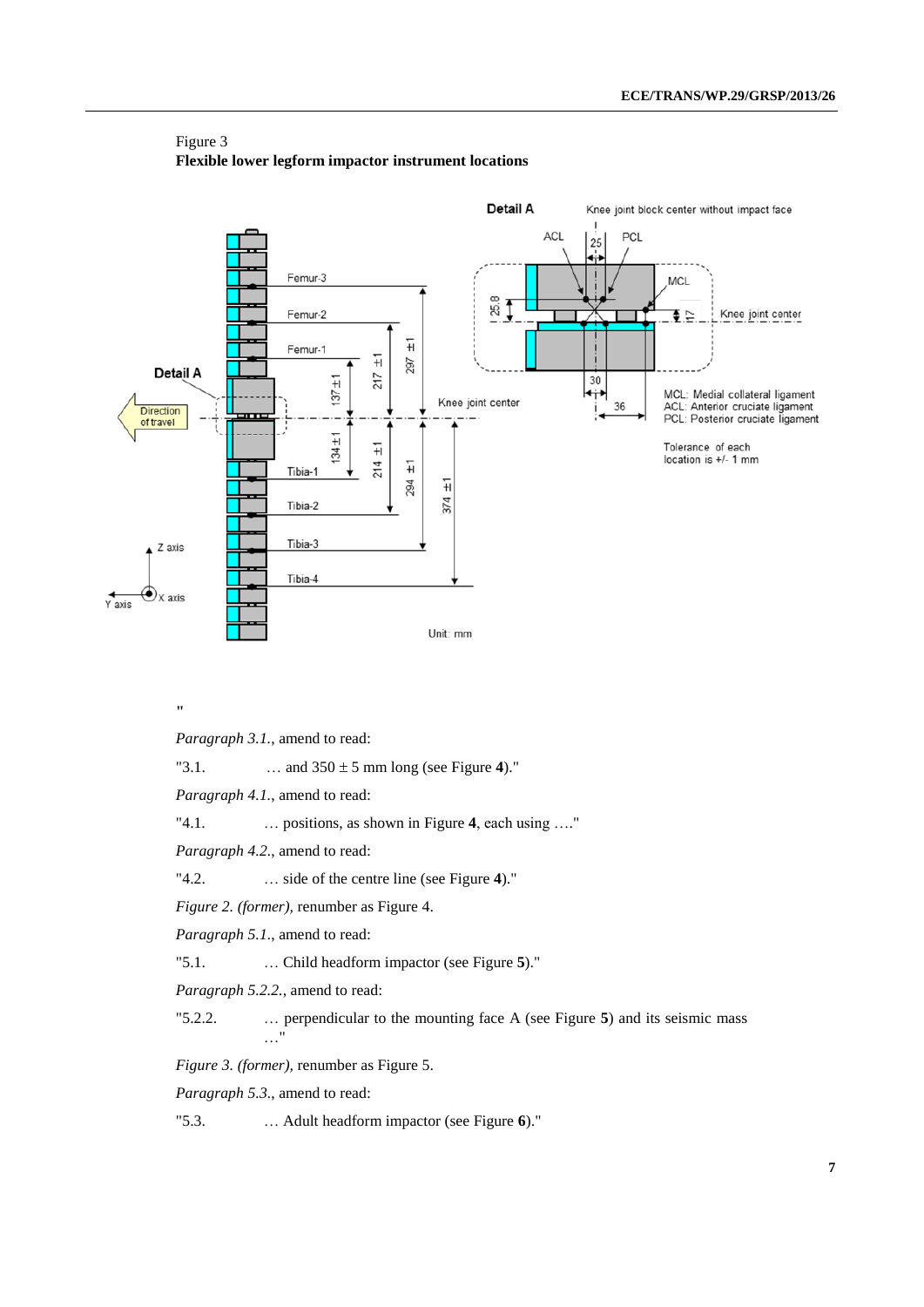Figure 3
**Flexible lower legform impactor instrument locations**

"

*Paragraph 3.1.*, amend to read:

"3.1. … and 350 ± 5 mm long (see Figure **4**)."

*Paragraph 4.1.*, amend to read:

"4.1. … positions, as shown in Figure **4**, each using …."

*Paragraph 4.2.*, amend to read:

"4.2. … side of the centre line (see Figure **4**)."

*Figure 2. (former),* renumber as Figure 4.

*Paragraph 5.1.*, amend to read:

"5.1. … Child headform impactor (see Figure **5**)."

*Paragraph 5.2.2.*, amend to read:

"5.2.2. … perpendicular to the mounting face A (see Figure **5**) and its seismic mass …"

*Figure 3. (former),* renumber as Figure 5.

*Paragraph 5.3.*, amend to read:

"5.3. … Adult headform impactor (see Figure **6**)."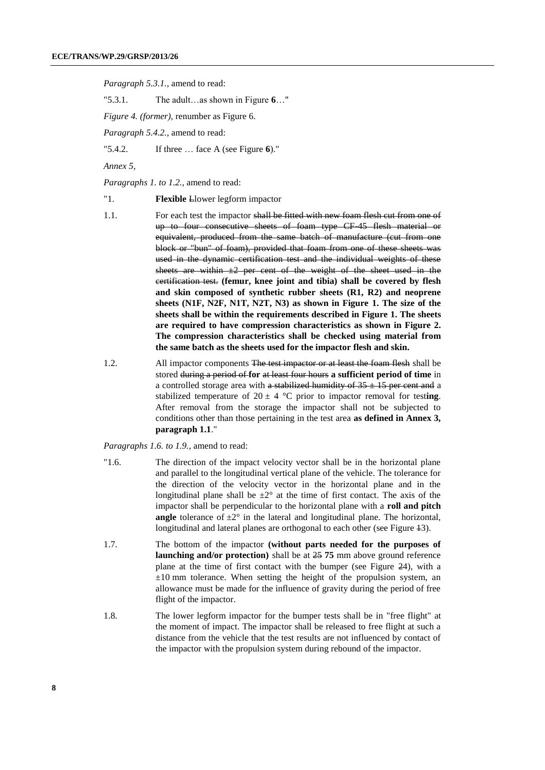*Paragraph 5.3.1.*, amend to read:

"5.3.1. The adult…as shown in Figure **6**…"

*Figure 4. (former),* renumber as Figure 6.

*Paragraph 5.4.2.*, amend to read:

"5.4.2. If three … face A (see Figure **6**)."

*Annex 5,*

*Paragraphs 1. to 1.2.,* amend to read:

"1. **Flexible** ~~L~~lower legform impactor

1.1. For each test the impactor ~~shall be fitted with new foam flesh cut from one of up to four consecutive sheets of foam type CF-45 flesh material or equivalent, produced from the same batch of manufacture (cut from one block or "bun" of foam), provided that foam from one of these sheets was used in the dynamic certification test and the individual weights of these sheets are within ±2 per cent of the weight of the sheet used in the certification test.~~ **(femur, knee joint and tibia) shall be covered by flesh and skin composed of synthetic rubber sheets (R1, R2) and neoprene sheets (N1F, N2F, N1T, N2T, N3) as shown in Figure 1. The size of the sheets shall be within the requirements described in Figure 1. The sheets are required to have compression characteristics as shown in Figure 2. The compression characteristics shall be checked using material from the same batch as the sheets used for the impactor flesh and skin.**

1.2. All impactor components ~~The test impactor or at least the foam flesh~~ shall be stored ~~during a period of~~ **for** ~~at least four hours~~ **a sufficient period of time** in a controlled storage area with ~~a stabilized humidity of 35 ± 15 per cent and~~ a stabilized temperature of 20 ± 4 °C prior to impactor removal for test**ing**. After removal from the storage the impactor shall not be subjected to conditions other than those pertaining in the test area **as defined in Annex 3, paragraph 1.1**."

*Paragraphs 1.6. to 1.9.,* amend to read:

"1.6. The direction of the impact velocity vector shall be in the horizontal plane and parallel to the longitudinal vertical plane of the vehicle. The tolerance for the direction of the velocity vector in the horizontal plane and in the longitudinal plane shall be ±2° at the time of first contact. The axis of the impactor shall be perpendicular to the horizontal plane with a **roll and pitch angle** tolerance of ±2° in the lateral and longitudinal plane. The horizontal, longitudinal and lateral planes are orthogonal to each other (see Figure ~~1~~3).

1.7. The bottom of the impactor **(without parts needed for the purposes of launching and/or protection)** shall be at ~~25~~ **75** mm above ground reference plane at the time of first contact with the bumper (see Figure ~~2~~4), with a ±10 mm tolerance. When setting the height of the propulsion system, an allowance must be made for the influence of gravity during the period of free flight of the impactor.

1.8. The lower legform impactor for the bumper tests shall be in "free flight" at the moment of impact. The impactor shall be released to free flight at such a distance from the vehicle that the test results are not influenced by contact of the impactor with the propulsion system during rebound of the impactor.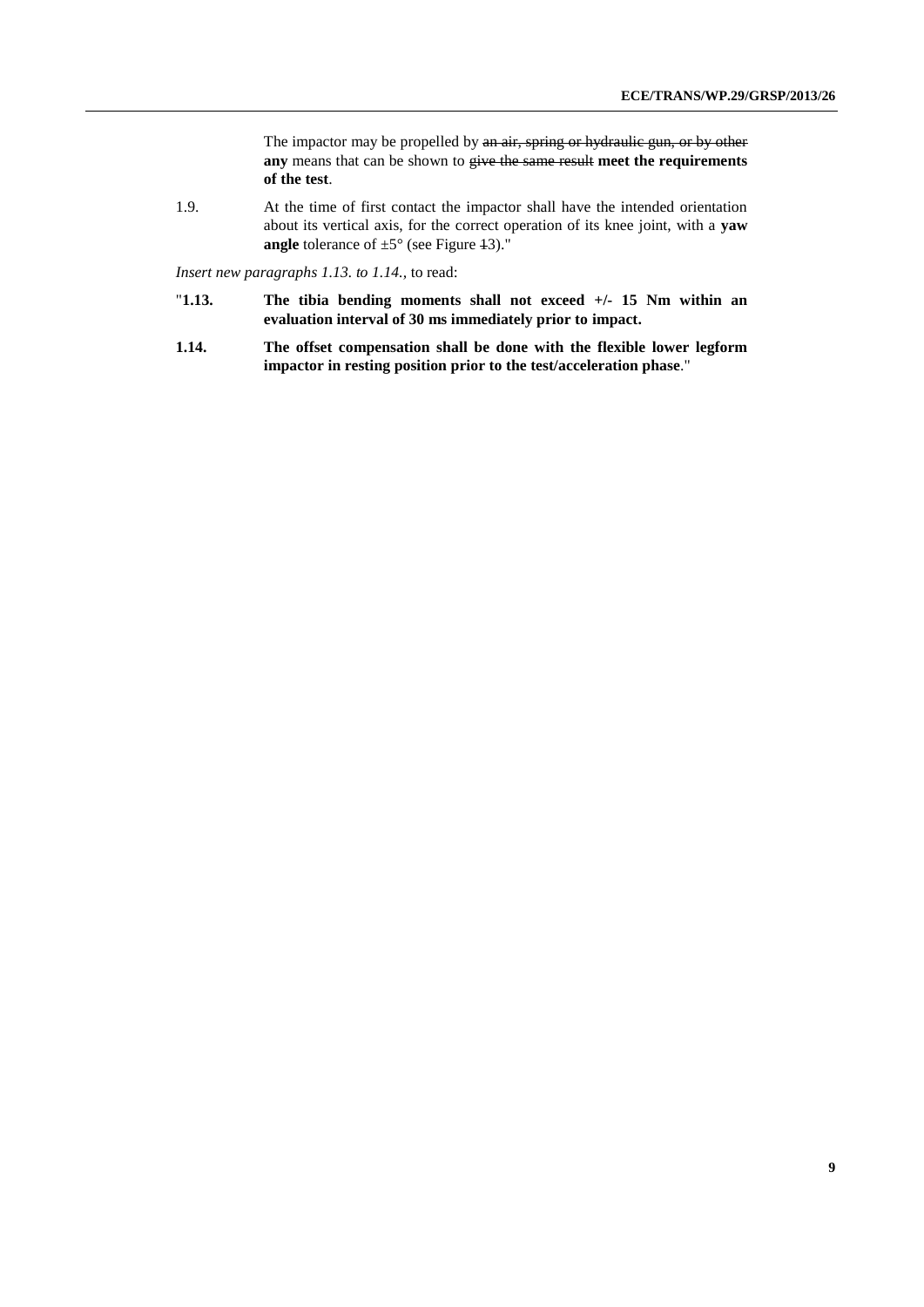The impactor may be propelled by ~~an air, spring or hydraulic gun, or by other~~ **any** means that can be shown to ~~give the same result~~ **meet the requirements of the test**.

1.9. At the time of first contact the impactor shall have the intended orientation about its vertical axis, for the correct operation of its knee joint, with a **yaw angle** tolerance of ±5° (see Figure ~~1~~3)."

*Insert new paragraphs 1.13. to 1.14.,* to read:

"**1.13. The tibia bending moments shall not exceed +/- 15 Nm within an evaluation interval of 30 ms immediately prior to impact.**

**1.14. The offset compensation shall be done with the flexible lower legform impactor in resting position prior to the test/acceleration phase**."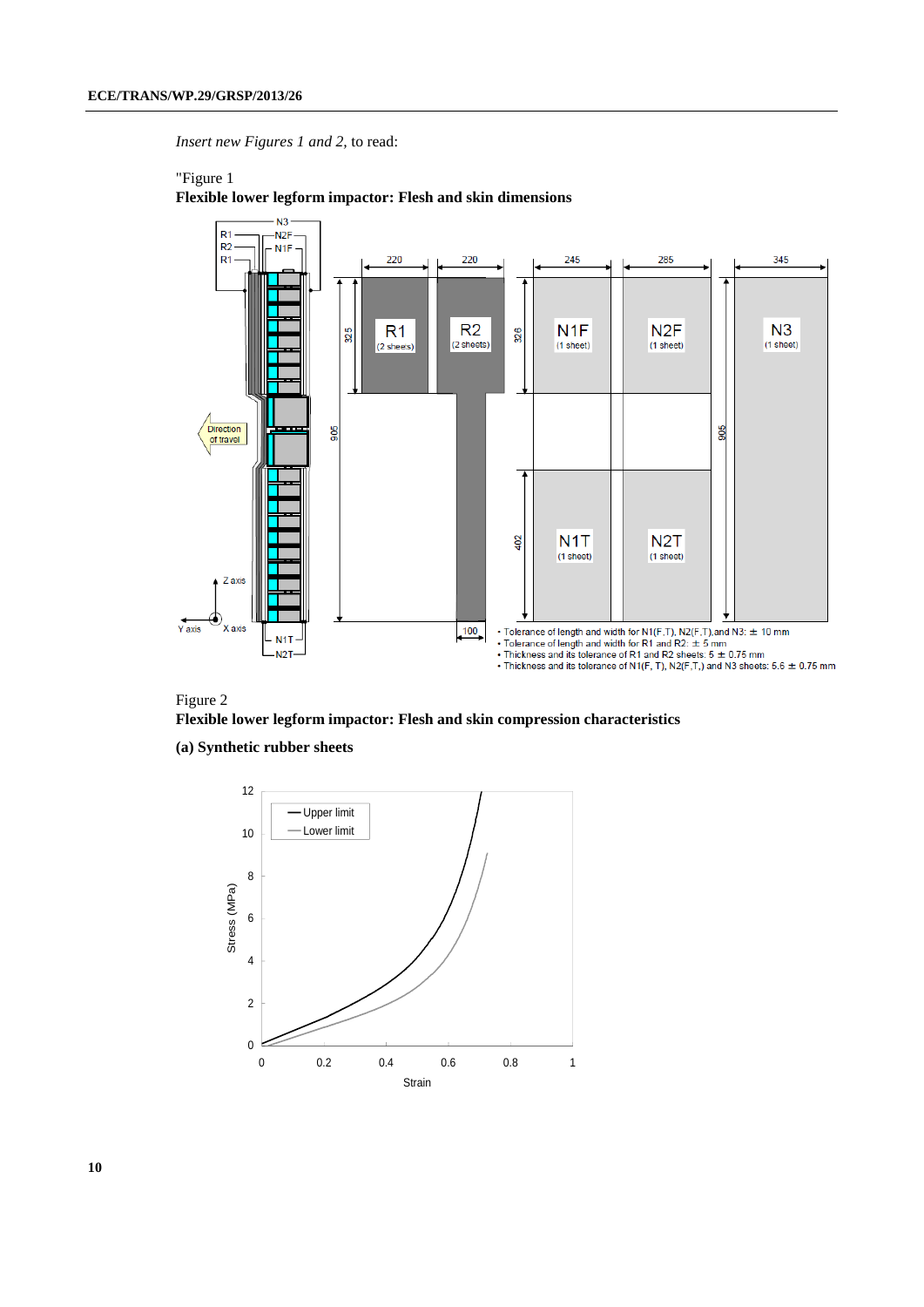*Insert new Figures 1 and 2,* to read:

"Figure 1

**Flexible lower legform impactor: Flesh and skin dimensions**

- Tolerance of length and width for N1(F,T), N2(F,T),and N3: ± 10 mm
- Tolerance of length and width for R1 and R2: ± 5 mm
- Thickness and its tolerance of R1 and R2 sheets: 5 ± 0.75 mm
- Thickness and its tolerance of N1(F, T), N2(F,T,) and N3 sheets: 5.6 ± 0.75 mm

Figure 2

**Flexible lower legform impactor: Flesh and skin compression characteristics**

**(a) Synthetic rubber sheets**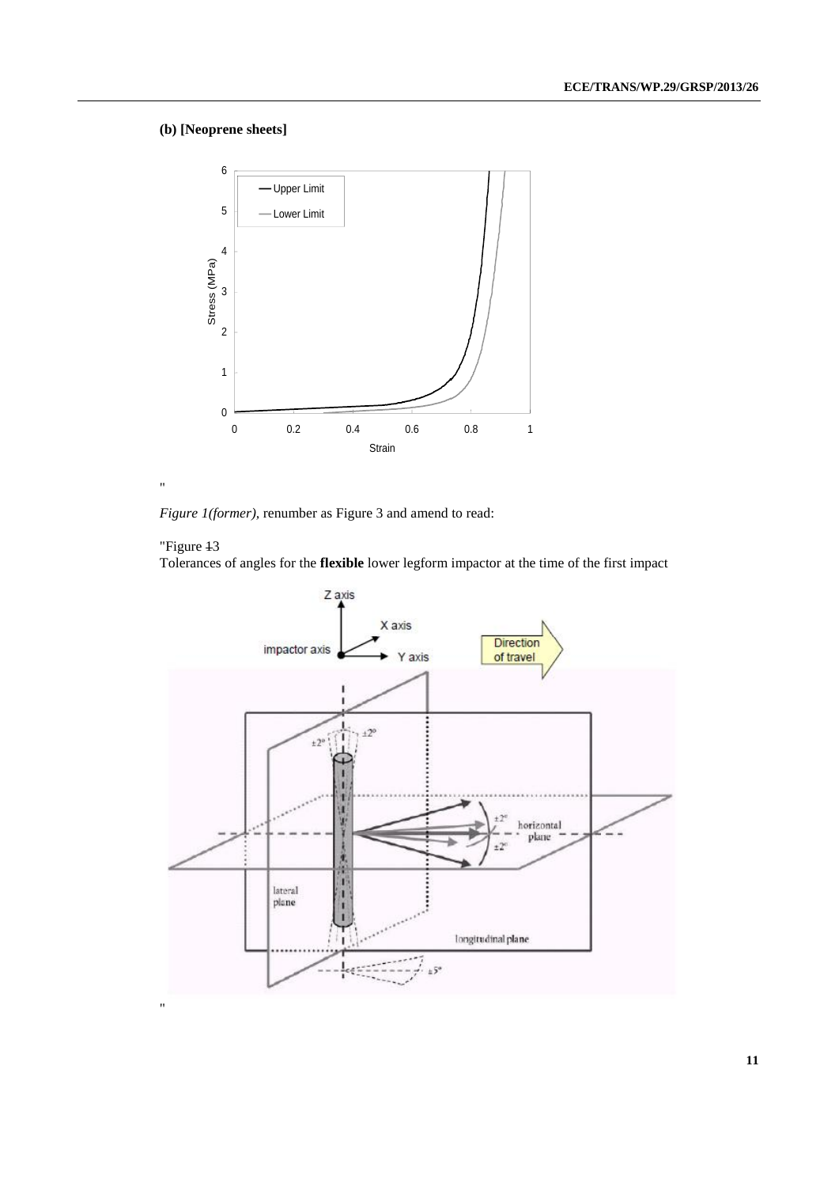**(b) [Neoprene sheets]**

"

*Figure 1(former)*, renumber as Figure 3 and amend to read:

"Figure ~~1~~3

Tolerances of angles for the **flexible** lower legform impactor at the time of the first impact

"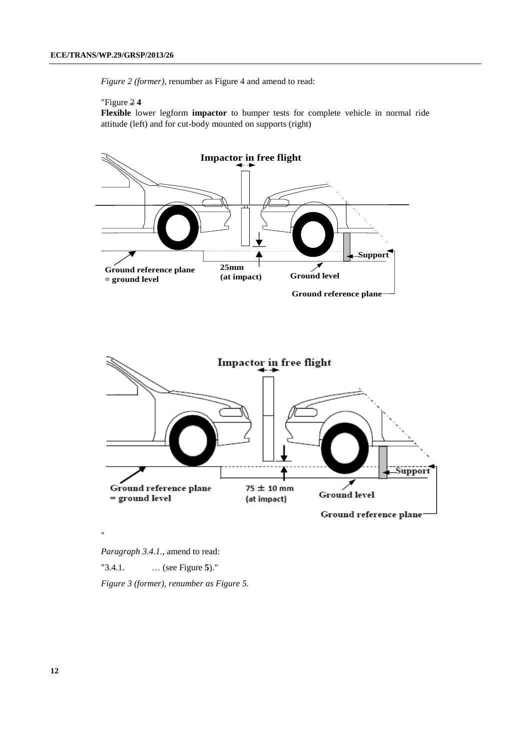*Figure 2 (former)*, renumber as Figure 4 and amend to read:

"Figure ~~2~~ **4**

**Flexible** lower legform **impactor** to bumper tests for complete vehicle in normal ride attitude (left) and for cut-body mounted on supports (right)

"

*Paragraph 3.4.1.*, amend to read:

"3.4.1. … (see Figure **5**)."

*Figure 3 (former), renumber as Figure 5.*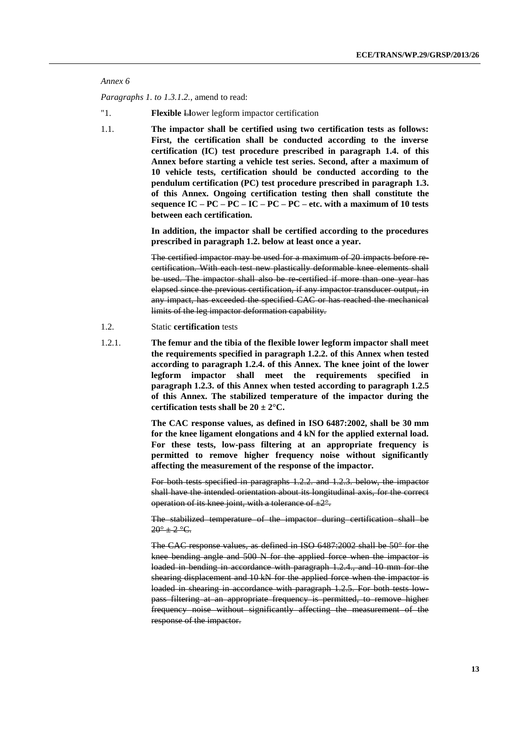*Annex 6*

*Paragraphs 1. to 1.3.1.2.*, amend to read:

"1. **Flexible** ~~L~~**l**ower legform impactor certification

1.1. **The impactor shall be certified using two certification tests as follows: First, the certification shall be conducted according to the inverse certification (IC) test procedure prescribed in paragraph 1.4. of this Annex before starting a vehicle test series. Second, after a maximum of 10 vehicle tests, certification should be conducted according to the pendulum certification (PC) test procedure prescribed in paragraph 1.3. of this Annex. Ongoing certification testing then shall constitute the sequence IC – PC – PC – IC – PC – PC – etc. with a maximum of 10 tests between each certification.**

**In addition, the impactor shall be certified according to the procedures prescribed in paragraph 1.2. below at least once a year.**

~~The certified impactor may be used for a maximum of 20 impacts before re-certification. With each test new plastically deformable knee elements shall be used. The impactor shall also be re-certified if more than one year has elapsed since the previous certification, if any impactor transducer output, in any impact, has exceeded the specified CAC or has reached the mechanical limits of the leg impactor deformation capability.~~

1.2. Static **certification** tests

1.2.1. **The femur and the tibia of the flexible lower legform impactor shall meet the requirements specified in paragraph 1.2.2. of this Annex when tested according to paragraph 1.2.4. of this Annex. The knee joint of the lower legform impactor shall meet the requirements specified in paragraph 1.2.3. of this Annex when tested according to paragraph 1.2.5 of this Annex. The stabilized temperature of the impactor during the certification tests shall be 20 ± 2°C.**

**The CAC response values, as defined in ISO 6487:2002, shall be 30 mm for the knee ligament elongations and 4 kN for the applied external load. For these tests, low-pass filtering at an appropriate frequency is permitted to remove higher frequency noise without significantly affecting the measurement of the response of the impactor.**

~~For both tests specified in paragraphs 1.2.2. and 1.2.3. below, the impactor shall have the intended orientation about its longitudinal axis, for the correct operation of its knee joint, with a tolerance of ±2°.~~

~~The stabilized temperature of the impactor during certification shall be 20° ± 2 °C.~~

~~The CAC response values, as defined in ISO 6487:2002 shall be 50° for the knee bending angle and 500 N for the applied force when the impactor is loaded in bending in accordance with paragraph 1.2.4., and 10 mm for the shearing displacement and 10 kN for the applied force when the impactor is loaded in shearing in accordance with paragraph 1.2.5. For both tests low-pass filtering at an appropriate frequency is permitted, to remove higher frequency noise without significantly affecting the measurement of the response of the impactor.~~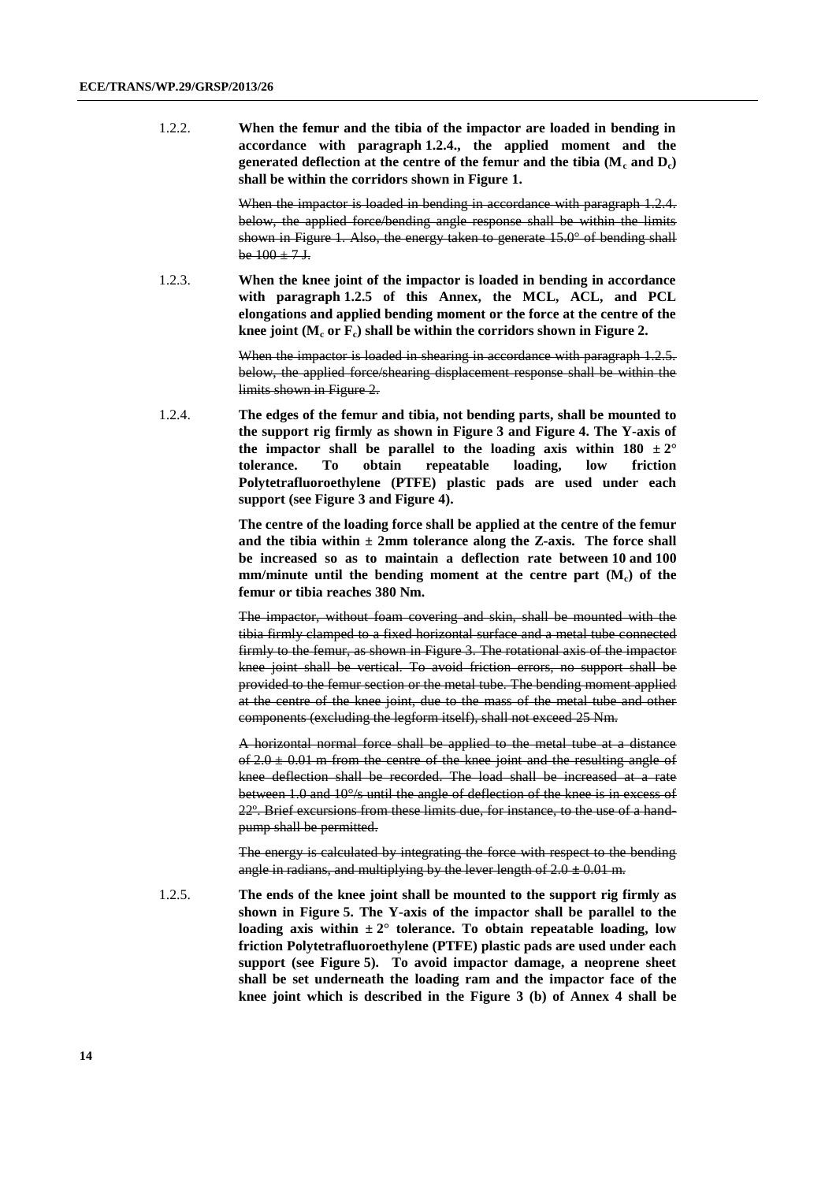1.2.2. **When the femur and the tibia of the impactor are loaded in bending in accordance with paragraph 1.2.4., the applied moment and the generated deflection at the centre of the femur and the tibia ($M_c$ and $D_c$) shall be within the corridors shown in Figure 1.**

~~When the impactor is loaded in bending in accordance with paragraph 1.2.4. below, the applied force/bending angle response shall be within the limits shown in Figure 1. Also, the energy taken to generate 15.0° of bending shall be 100 ± 7 J.~~

1.2.3. **When the knee joint of the impactor is loaded in bending in accordance with paragraph 1.2.5 of this Annex, the MCL, ACL, and PCL elongations and applied bending moment or the force at the centre of the knee joint ($M_c$ or $F_c$) shall be within the corridors shown in Figure 2.**

~~When the impactor is loaded in shearing in accordance with paragraph 1.2.5. below, the applied force/shearing displacement response shall be within the limits shown in Figure 2.~~

1.2.4. **The edges of the femur and tibia, not bending parts, shall be mounted to the support rig firmly as shown in Figure 3 and Figure 4. The Y-axis of the impactor shall be parallel to the loading axis within 180 ± 2° tolerance. To obtain repeatable loading, low friction Polytetrafluoroethylene (PTFE) plastic pads are used under each support (see Figure 3 and Figure 4).**

**The centre of the loading force shall be applied at the centre of the femur and the tibia within ± 2mm tolerance along the Z-axis. The force shall be increased so as to maintain a deflection rate between 10 and 100 mm/minute until the bending moment at the centre part ($M_c$) of the femur or tibia reaches 380 Nm.**

~~The impactor, without foam covering and skin, shall be mounted with the tibia firmly clamped to a fixed horizontal surface and a metal tube connected firmly to the femur, as shown in Figure 3. The rotational axis of the impactor knee joint shall be vertical. To avoid friction errors, no support shall be provided to the femur section or the metal tube. The bending moment applied at the centre of the knee joint, due to the mass of the metal tube and other components (excluding the legform itself), shall not exceed 25 Nm.~~

~~A horizontal normal force shall be applied to the metal tube at a distance of 2.0 ± 0.01 m from the centre of the knee joint and the resulting angle of knee deflection shall be recorded. The load shall be increased at a rate between 1.0 and 10°/s until the angle of deflection of the knee is in excess of 22°. Brief excursions from these limits due, for instance, to the use of a hand-pump shall be permitted.~~

~~The energy is calculated by integrating the force with respect to the bending angle in radians, and multiplying by the lever length of 2.0 ± 0.01 m.~~

1.2.5. **The ends of the knee joint shall be mounted to the support rig firmly as shown in Figure 5. The Y-axis of the impactor shall be parallel to the loading axis within ± 2° tolerance. To obtain repeatable loading, low friction Polytetrafluoroethylene (PTFE) plastic pads are used under each support (see Figure 5). To avoid impactor damage, a neoprene sheet shall be set underneath the loading ram and the impactor face of the knee joint which is described in the Figure 3 (b) of Annex 4 shall be**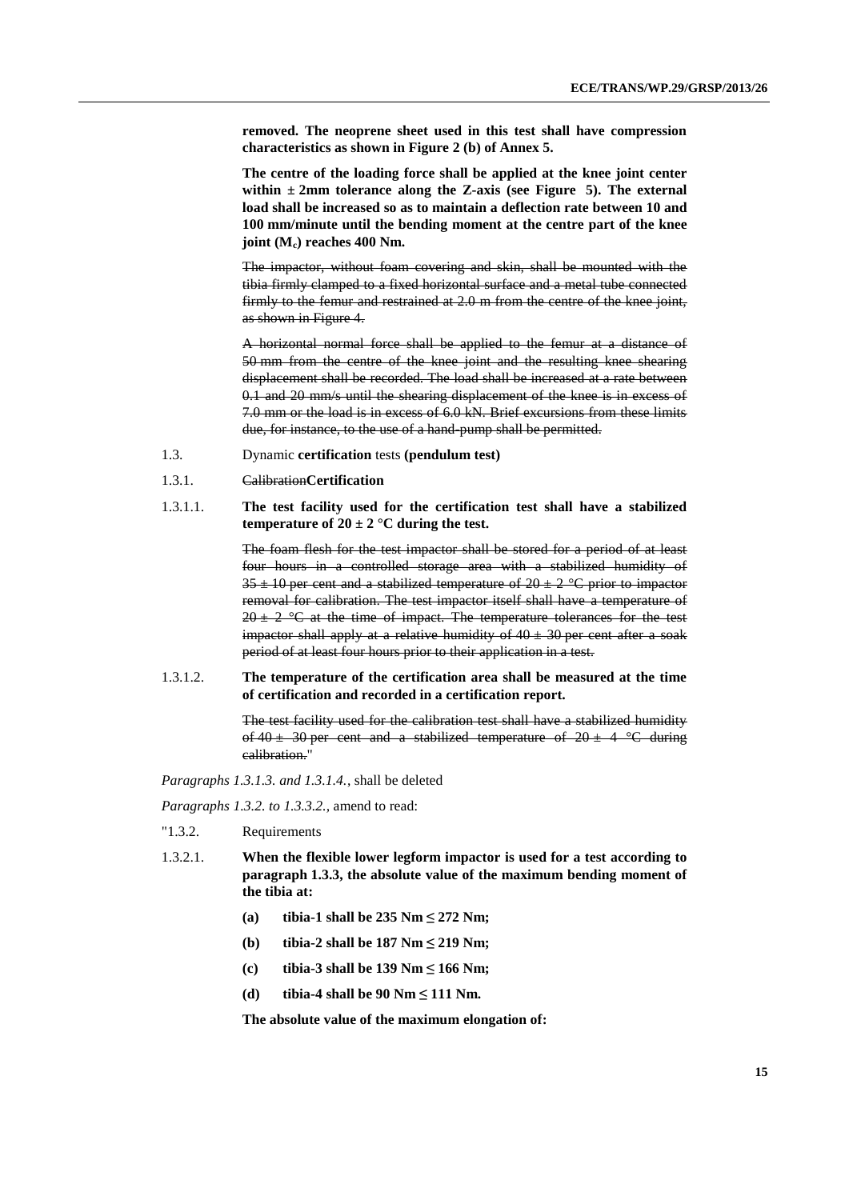**removed. The neoprene sheet used in this test shall have compression characteristics as shown in Figure 2 (b) of Annex 5.**

**The centre of the loading force shall be applied at the knee joint center within ± 2mm tolerance along the Z-axis (see Figure 5). The external load shall be increased so as to maintain a deflection rate between 10 and 100 mm/minute until the bending moment at the centre part of the knee joint ($M_c$) reaches 400 Nm.**

~~The impactor, without foam covering and skin, shall be mounted with the tibia firmly clamped to a fixed horizontal surface and a metal tube connected firmly to the femur and restrained at 2.0 m from the centre of the knee joint, as shown in Figure 4.~~

~~A horizontal normal force shall be applied to the femur at a distance of 50 mm from the centre of the knee joint and the resulting knee shearing displacement shall be recorded. The load shall be increased at a rate between 0.1 and 20 mm/s until the shearing displacement of the knee is in excess of 7.0 mm or the load is in excess of 6.0 kN. Brief excursions from these limits due, for instance, to the use of a hand-pump shall be permitted.~~

1.3. Dynamic **certification** tests **(pendulum test)**

1.3.1. ~~Calibration~~**Certification**

1.3.1.1. **The test facility used for the certification test shall have a stabilized temperature of 20 ± 2 °C during the test.**

~~The foam flesh for the test impactor shall be stored for a period of at least four hours in a controlled storage area with a stabilized humidity of 35 ± 10 per cent and a stabilized temperature of 20 ± 2 °C prior to impactor removal for calibration. The test impactor itself shall have a temperature of 20 ± 2 °C at the time of impact. The temperature tolerances for the test impactor shall apply at a relative humidity of 40 ± 30 per cent after a soak period of at least four hours prior to their application in a test.~~

1.3.1.2. **The temperature of the certification area shall be measured at the time of certification and recorded in a certification report.**

~~The test facility used for the calibration test shall have a stabilized humidity of 40 ± 30 per cent and a stabilized temperature of 20 ± 4 °C during calibration.~~"

*Paragraphs 1.3.1.3. and 1.3.1.4.*, shall be deleted

*Paragraphs 1.3.2. to 1.3.3.2.*, amend to read:

"1.3.2. Requirements

1.3.2.1. **When the flexible lower legform impactor is used for a test according to paragraph 1.3.3, the absolute value of the maximum bending moment of the tibia at:**

- **(a) tibia-1 shall be 235 Nm ≤ 272 Nm;**
- **(b) tibia-2 shall be 187 Nm ≤ 219 Nm;**
- **(c) tibia-3 shall be 139 Nm ≤ 166 Nm;**
- **(d) tibia-4 shall be 90 Nm ≤ 111 Nm.**

**The absolute value of the maximum elongation of:**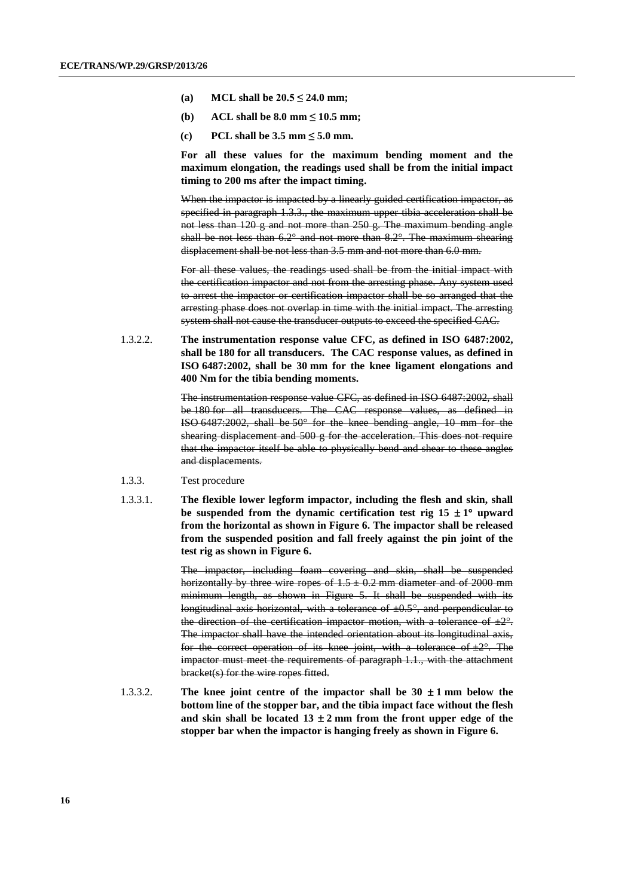**(a) MCL shall be 20.5 ≤ 24.0 mm;**

**(b) ACL shall be 8.0 mm ≤ 10.5 mm;**

**(c) PCL shall be 3.5 mm ≤ 5.0 mm.**

**For all these values for the maximum bending moment and the maximum elongation, the readings used shall be from the initial impact timing to 200 ms after the impact timing.**

~~When the impactor is impacted by a linearly guided certification impactor, as specified in paragraph 1.3.3., the maximum upper tibia acceleration shall be not less than 120 g and not more than 250 g. The maximum bending angle shall be not less than 6.2° and not more than 8.2°. The maximum shearing displacement shall be not less than 3.5 mm and not more than 6.0 mm.~~

~~For all these values, the readings used shall be from the initial impact with the certification impactor and not from the arresting phase. Any system used to arrest the impactor or certification impactor shall be so arranged that the arresting phase does not overlap in time with the initial impact. The arresting system shall not cause the transducer outputs to exceed the specified CAC.~~

1.3.2.2. **The instrumentation response value CFC, as defined in ISO 6487:2002, shall be 180 for all transducers. The CAC response values, as defined in ISO 6487:2002, shall be 30 mm for the knee ligament elongations and 400 Nm for the tibia bending moments.**

~~The instrumentation response value CFC, as defined in ISO 6487:2002, shall be 180 for all transducers. The CAC response values, as defined in ISO 6487:2002, shall be 50° for the knee bending angle, 10 mm for the shearing displacement and 500 g for the acceleration. This does not require that the impactor itself be able to physically bend and shear to these angles and displacements.~~

1.3.3. Test procedure

1.3.3.1. **The flexible lower legform impactor, including the flesh and skin, shall be suspended from the dynamic certification test rig 15 ± 1° upward from the horizontal as shown in Figure 6. The impactor shall be released from the suspended position and fall freely against the pin joint of the test rig as shown in Figure 6.**

~~The impactor, including foam covering and skin, shall be suspended horizontally by three wire ropes of 1.5 ± 0.2 mm diameter and of 2000 mm minimum length, as shown in Figure 5. It shall be suspended with its longitudinal axis horizontal, with a tolerance of ±0.5°, and perpendicular to the direction of the certification impactor motion, with a tolerance of ±2°. The impactor shall have the intended orientation about its longitudinal axis, for the correct operation of its knee joint, with a tolerance of ±2°. The impactor must meet the requirements of paragraph 1.1., with the attachment bracket(s) for the wire ropes fitted.~~

1.3.3.2. **The knee joint centre of the impactor shall be 30 ± 1 mm below the bottom line of the stopper bar, and the tibia impact face without the flesh and skin shall be located 13 ± 2 mm from the front upper edge of the stopper bar when the impactor is hanging freely as shown in Figure 6.**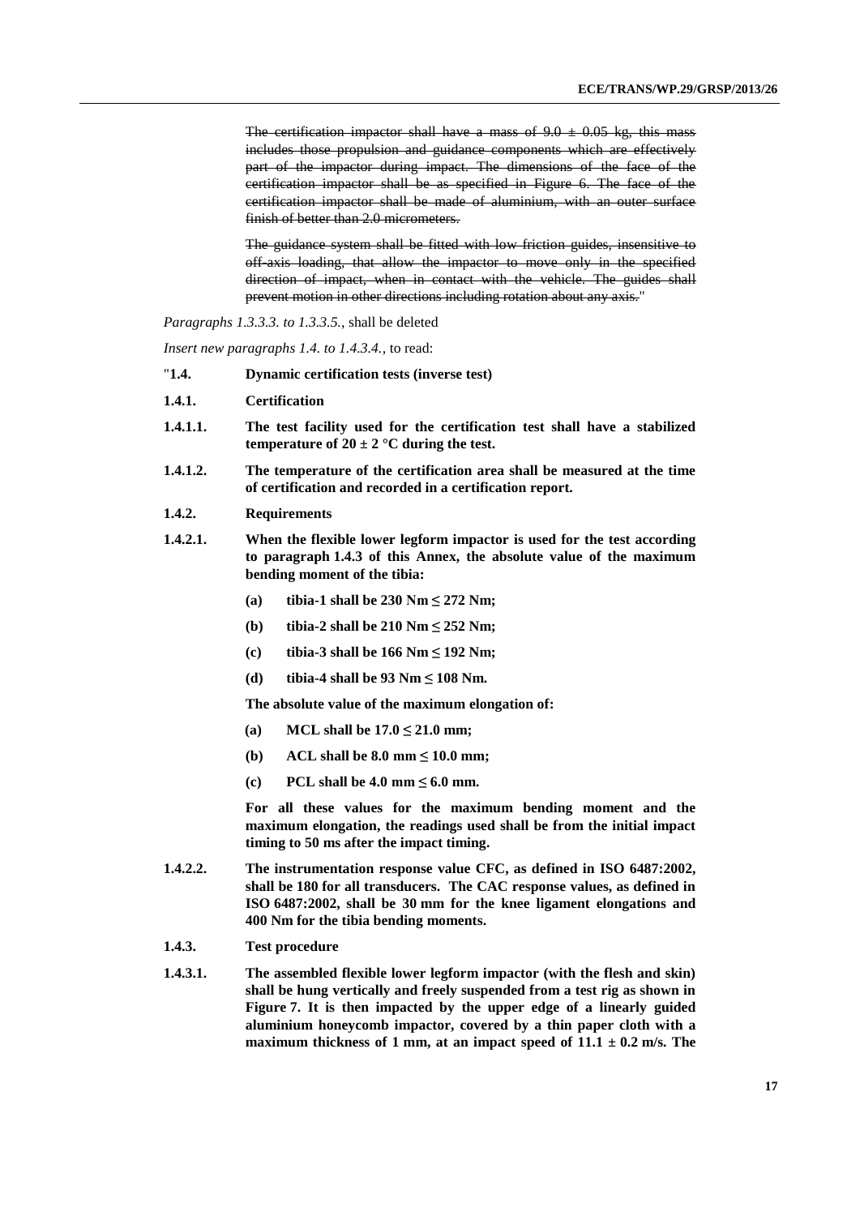~~The certification impactor shall have a mass of 9.0 ± 0.05 kg, this mass includes those propulsion and guidance components which are effectively part of the impactor during impact. The dimensions of the face of the certification impactor shall be as specified in Figure 6. The face of the certification impactor shall be made of aluminium, with an outer surface finish of better than 2.0 micrometers.~~

~~The guidance system shall be fitted with low friction guides, insensitive to off-axis loading, that allow the impactor to move only in the specified direction of impact, when in contact with the vehicle. The guides shall prevent motion in other directions including rotation about any axis.~~"

*Paragraphs 1.3.3.3. to 1.3.3.5.*, shall be deleted

*Insert new paragraphs 1.4. to 1.4.3.4.*, to read:

"**1.4. Dynamic certification tests (inverse test)**

**1.4.1. Certification**

**1.4.1.1. The test facility used for the certification test shall have a stabilized temperature of 20 ± 2 °C during the test.**

**1.4.1.2. The temperature of the certification area shall be measured at the time of certification and recorded in a certification report.**

**1.4.2. Requirements**

**1.4.2.1. When the flexible lower legform impactor is used for the test according to paragraph 1.4.3 of this Annex, the absolute value of the maximum bending moment of the tibia:**

**(a) tibia-1 shall be 230 Nm ≤ 272 Nm;**

**(b) tibia-2 shall be 210 Nm ≤ 252 Nm;**

**(c) tibia-3 shall be 166 Nm ≤ 192 Nm;**

**(d) tibia-4 shall be 93 Nm ≤ 108 Nm.**

**The absolute value of the maximum elongation of:**

**(a) MCL shall be 17.0 ≤ 21.0 mm;**

**(b) ACL shall be 8.0 mm ≤ 10.0 mm;**

**(c) PCL shall be 4.0 mm ≤ 6.0 mm.**

**For all these values for the maximum bending moment and the maximum elongation, the readings used shall be from the initial impact timing to 50 ms after the impact timing.**

**1.4.2.2. The instrumentation response value CFC, as defined in ISO 6487:2002, shall be 180 for all transducers. The CAC response values, as defined in ISO 6487:2002, shall be 30 mm for the knee ligament elongations and 400 Nm for the tibia bending moments.**

**1.4.3. Test procedure**

**1.4.3.1. The assembled flexible lower legform impactor (with the flesh and skin) shall be hung vertically and freely suspended from a test rig as shown in Figure 7. It is then impacted by the upper edge of a linearly guided aluminium honeycomb impactor, covered by a thin paper cloth with a maximum thickness of 1 mm, at an impact speed of 11.1 ± 0.2 m/s. The**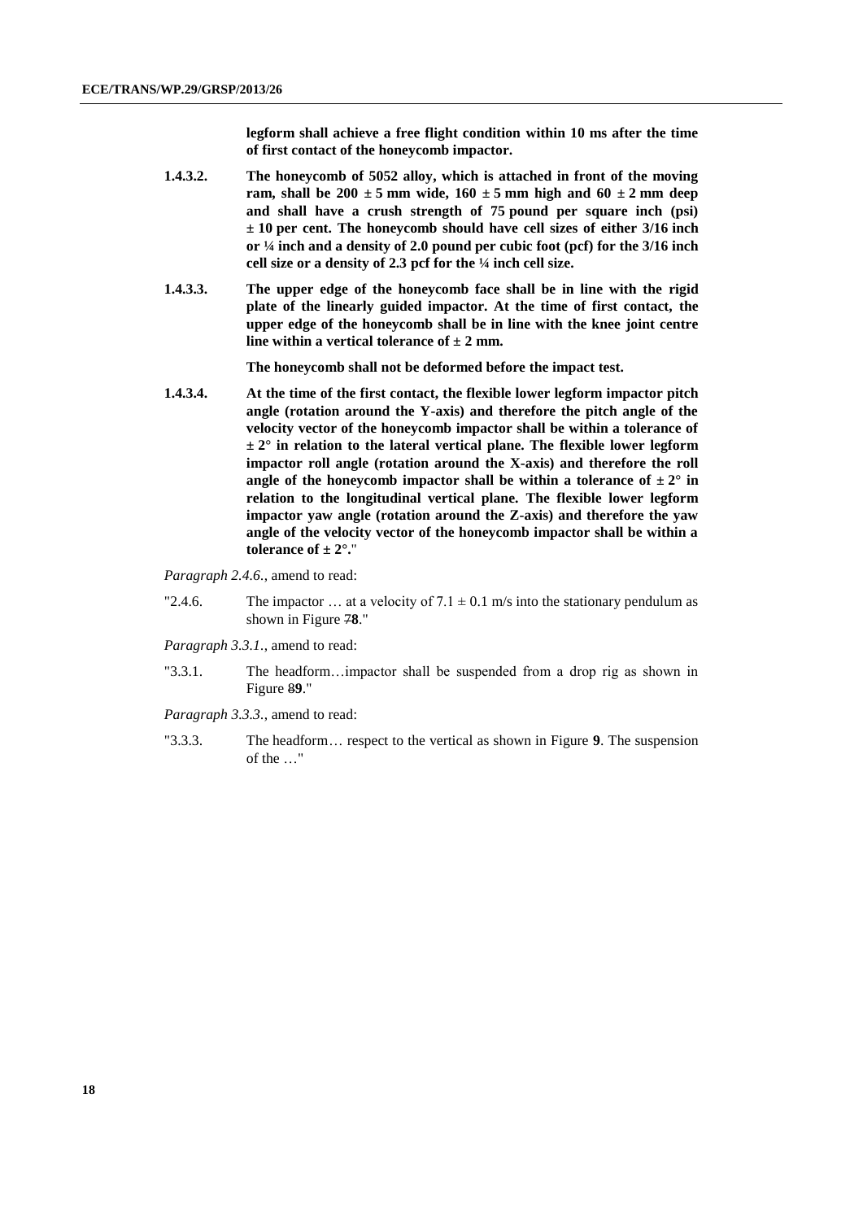**legform shall achieve a free flight condition within 10 ms after the time of first contact of the honeycomb impactor.**

**1.4.3.2. The honeycomb of 5052 alloy, which is attached in front of the moving ram, shall be 200 ± 5 mm wide, 160 ± 5 mm high and 60 ± 2 mm deep and shall have a crush strength of 75 pound per square inch (psi) ± 10 per cent. The honeycomb should have cell sizes of either 3/16 inch or ¼ inch and a density of 2.0 pound per cubic foot (pcf) for the 3/16 inch cell size or a density of 2.3 pcf for the ¼ inch cell size.**

**1.4.3.3. The upper edge of the honeycomb face shall be in line with the rigid plate of the linearly guided impactor. At the time of first contact, the upper edge of the honeycomb shall be in line with the knee joint centre line within a vertical tolerance of ± 2 mm.**

**The honeycomb shall not be deformed before the impact test.**

**1.4.3.4. At the time of the first contact, the flexible lower legform impactor pitch angle (rotation around the Y-axis) and therefore the pitch angle of the velocity vector of the honeycomb impactor shall be within a tolerance of ± 2° in relation to the lateral vertical plane. The flexible lower legform impactor roll angle (rotation around the X-axis) and therefore the roll angle of the honeycomb impactor shall be within a tolerance of ± 2° in relation to the longitudinal vertical plane. The flexible lower legform impactor yaw angle (rotation around the Z-axis) and therefore the yaw angle of the velocity vector of the honeycomb impactor shall be within a tolerance of ± 2°.**"

*Paragraph 2.4.6.*, amend to read:

"2.4.6. The impactor … at a velocity of 7.1 ± 0.1 m/s into the stationary pendulum as shown in Figure ~~7~~**8**."

*Paragraph 3.3.1.*, amend to read:

"3.3.1. The headform…impactor shall be suspended from a drop rig as shown in Figure ~~8~~**9**."

*Paragraph 3.3.3.*, amend to read:

"3.3.3. The headform… respect to the vertical as shown in Figure **9**. The suspension of the …"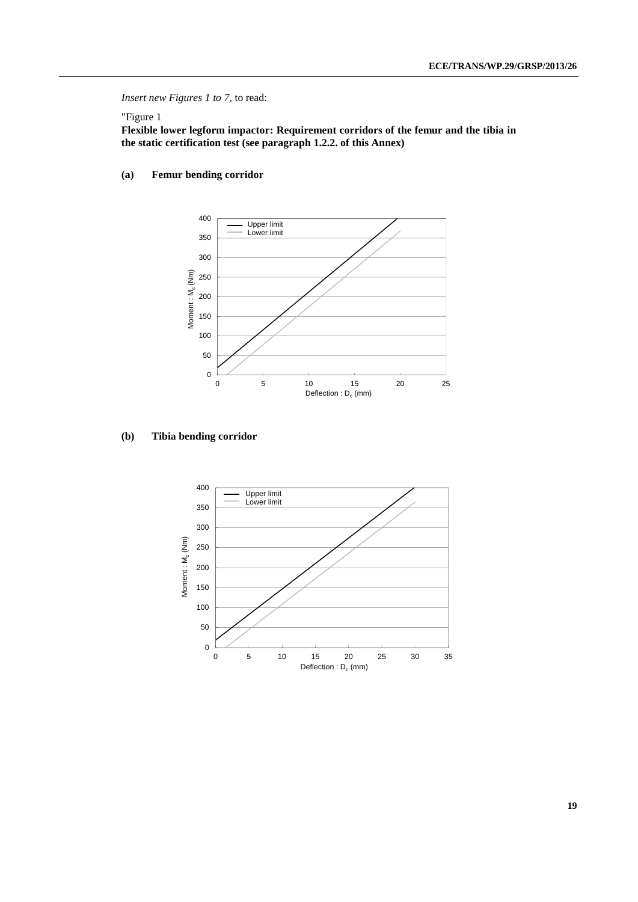*Insert new Figures 1 to 7,* to read:

"Figure 1

**Flexible lower legform impactor: Requirement corridors of the femur and the tibia in the static certification test (see paragraph 1.2.2. of this Annex)**

**(a) Femur bending corridor**

**(b) Tibia bending corridor**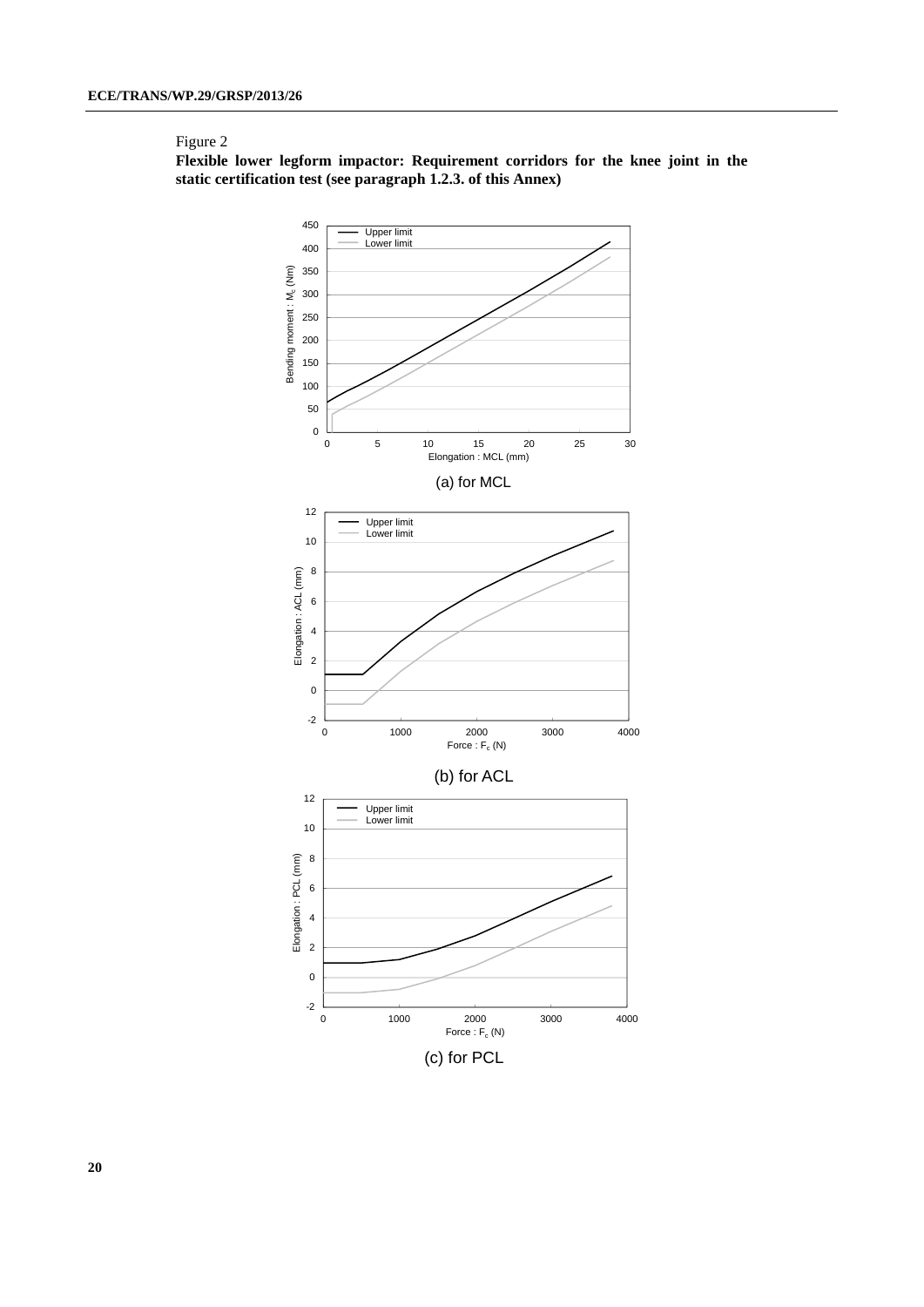Figure 2

**Flexible lower legform impactor: Requirement corridors for the knee joint in the static certification test (see paragraph 1.2.3. of this Annex)**

(a) for MCL

(b) for ACL

(c) for PCL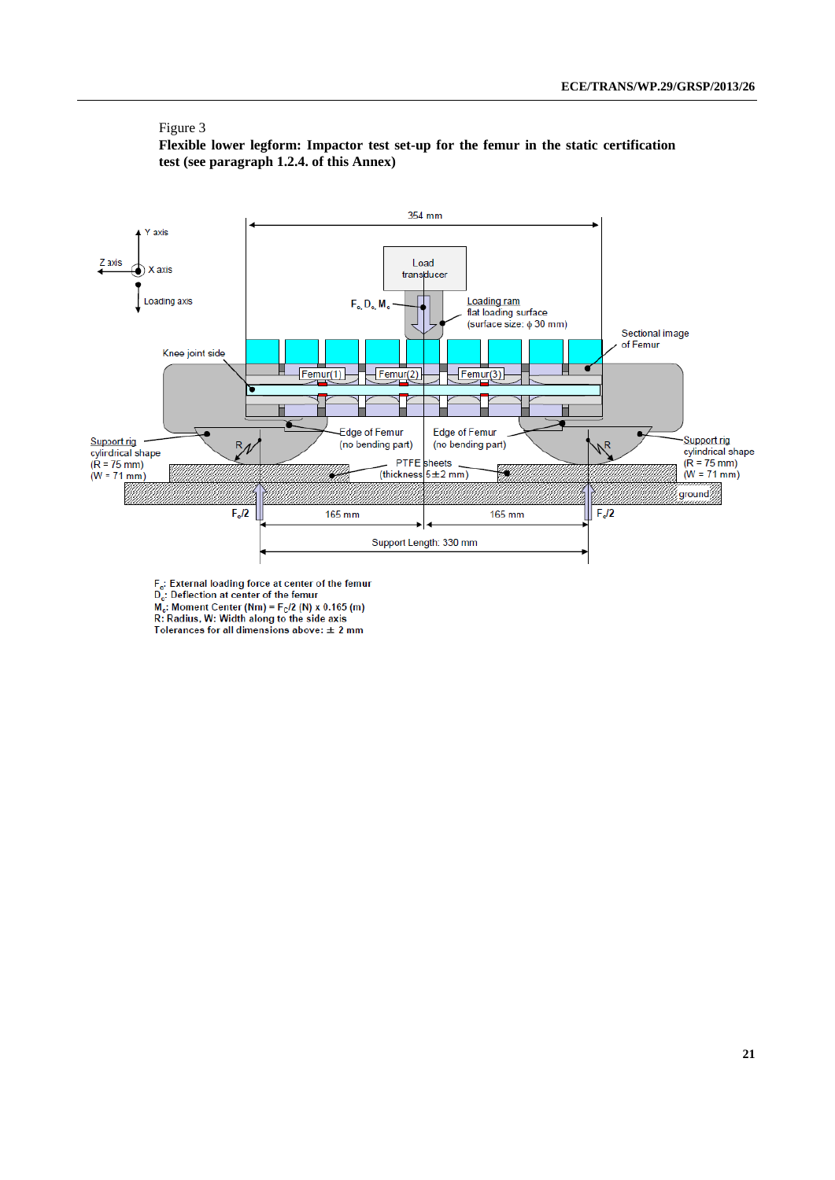Figure 3

**Flexible lower legform: Impactor test set-up for the femur in the static certification test (see paragraph 1.2.4. of this Annex)**

354 mm

Y axis

Z axis

X axis

Loading axis

Load transducer

$F_c$, $D_c$, $M_c$

Loading ram flat loading surface (surface size: ϕ 30 mm)

Sectional image of Femur

Knee joint side

Femur(1)

Femur(2)

Femur(3)

Edge of Femur (no bending part)

Edge of Femur (no bending part)

Support rig cylindrical shape (R = 75 mm) (W = 71 mm)

Support rig cylindrical shape (R = 75 mm) (W = 71 mm)

R

R

PTFE sheets (thickness 5±2 mm)

ground

$F_c/2$

165 mm

165 mm

$F_c/2$

Support Length: 330 mm

$F_c$: External loading force at center of the femur

$D_c$: Deflection at center of the femur

$M_c$: Moment Center (Nm) = $F_c/2$ (N) x 0.165 (m)

R: Radius, W: Width along to the side axis

Tolerances for all dimensions above: ± 2 mm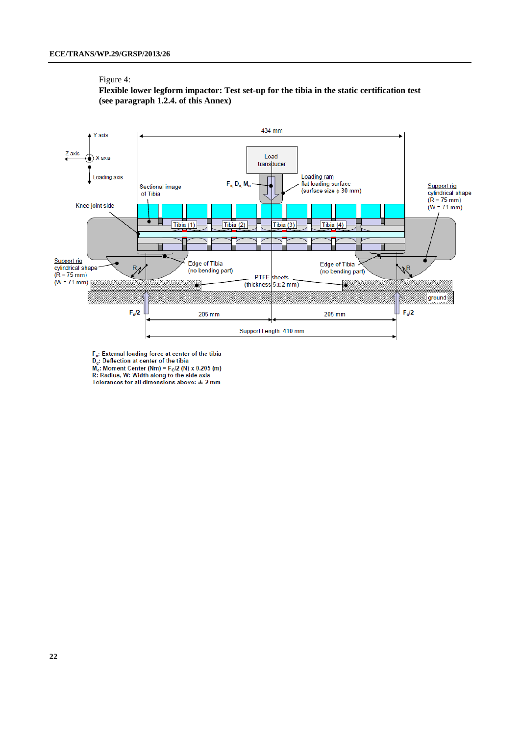Figure 4:

**Flexible lower legform impactor: Test set-up for the tibia in the static certification test (see paragraph 1.2.4. of this Annex)**

$F_c$: External loading force at center of the tibia
$D_c$: Deflection at center of the tibia
$M_c$: Moment Center (Nm) = $F_c/2$ (N) x 0.205 (m)
R: Radius, W: Width along to the side axis
Tolerances for all dimensions above: ± 2 mm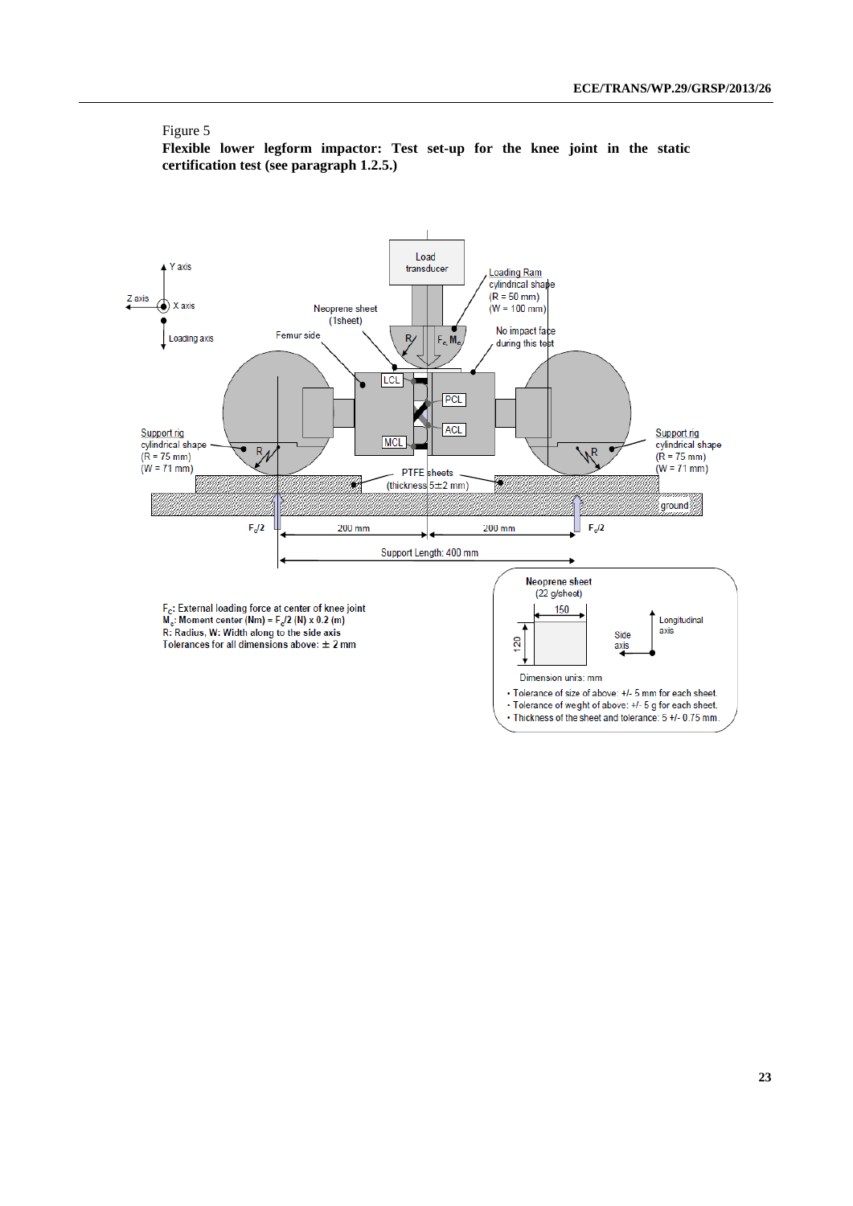Figure 5

**Flexible lower legform impactor: Test set-up for the knee joint in the static certification test (see paragraph 1.2.5.)**

Y axis

Z axis

X axis

Loading axis

Load transducer

Loading Ram cylindrical shape (R = 50 mm) (W = 100 mm)

Neoprene sheet (1sheet)

Femur side

No impact face during this test

R

$F_c$, $M_c$

LCL

PCL

ACL

MCL

Support rig cylindrical shape (R = 75 mm) (W = 71 mm)

Support rig cylindrical shape (R = 75 mm) (W = 71 mm)

PTFE sheets (thickness 5±2 mm)

ground

$F_c/2$

200 mm

200 mm

$F_c/2$

Support Length: 400 mm

$F_c$: External loading force at center of knee joint

$M_c$: Moment center (Nm) = $F_c/2$ (N) x 0.2 (m)

R: Radius, W: Width along to the side axis

Tolerances for all dimensions above: ± 2 mm

Neoprene sheet (22 g/sheet)

150

120

Longitudinal axis

Side axis

Dimension units: mm

- Tolerance of size of above: +/- 5 mm for each sheet.
- Tolerance of weght of above: +/- 5 g for each sheet.
- Thickness of the sheet and tolerance: 5 +/- 0.75 mm.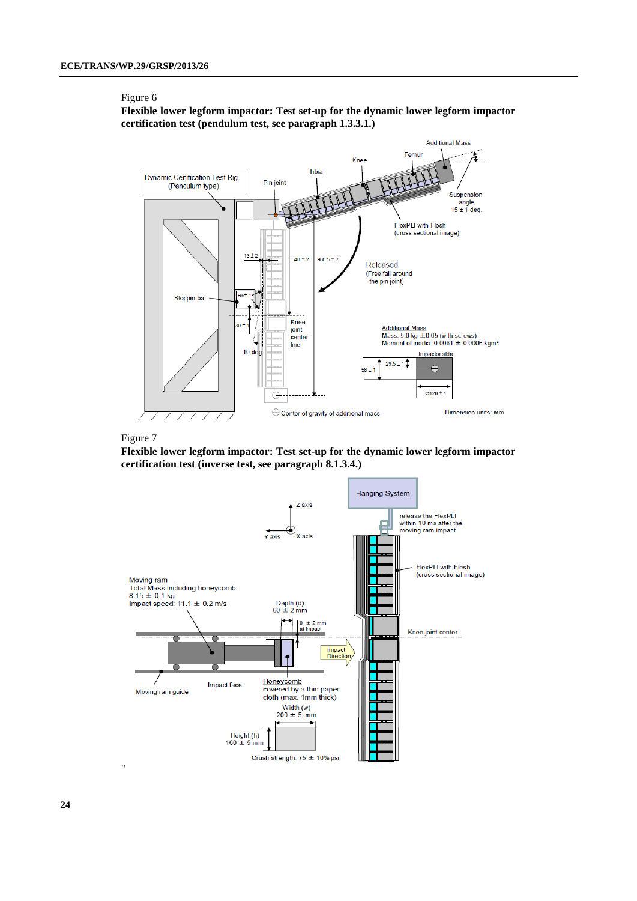Figure 6

**Flexible lower legform impactor: Test set-up for the dynamic lower legform impactor certification test (pendulum test, see paragraph 1.3.3.1.)**

Figure 7

**Flexible lower legform impactor: Test set-up for the dynamic lower legform impactor certification test (inverse test, see paragraph 8.1.3.4.)**

"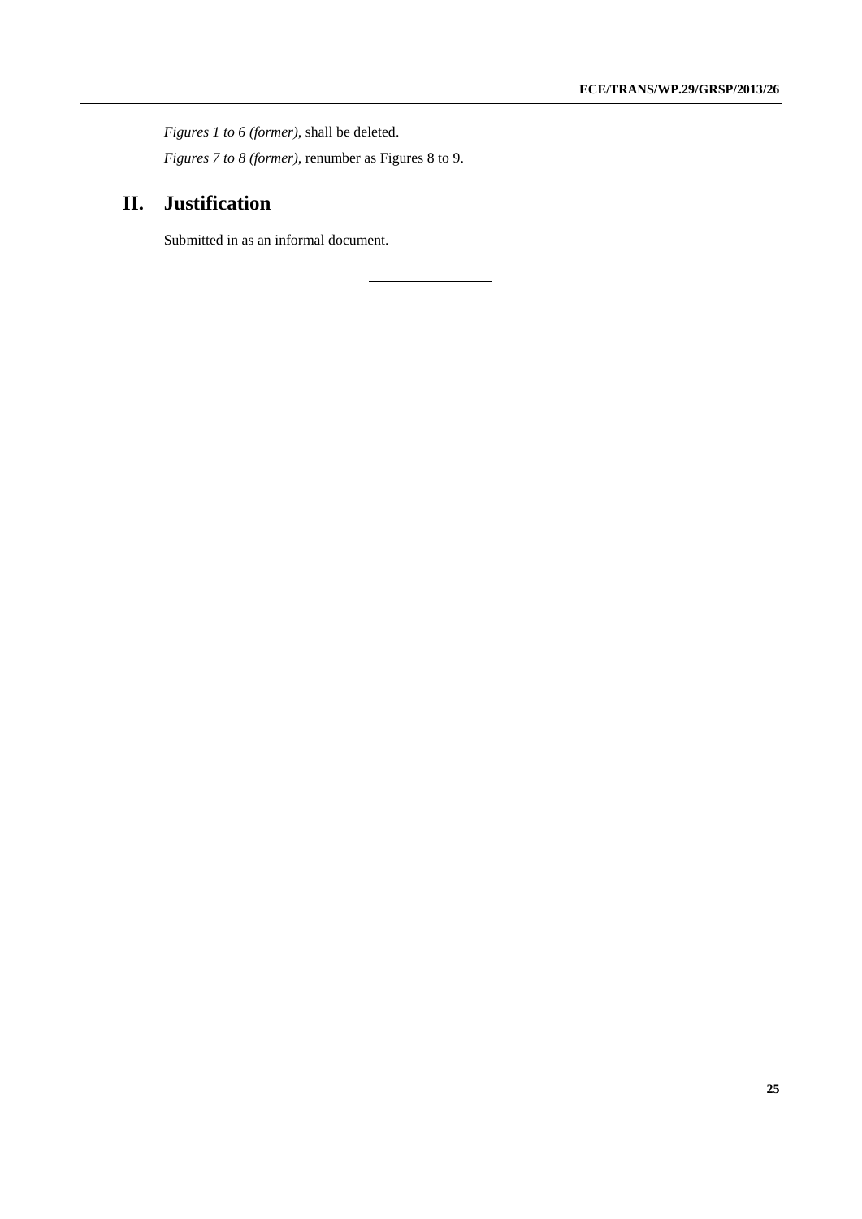*Figures 1 to 6 (former),* shall be deleted.

*Figures 7 to 8 (former),* renumber as Figures 8 to 9.

# II. Justification

Submitted in as an informal document.